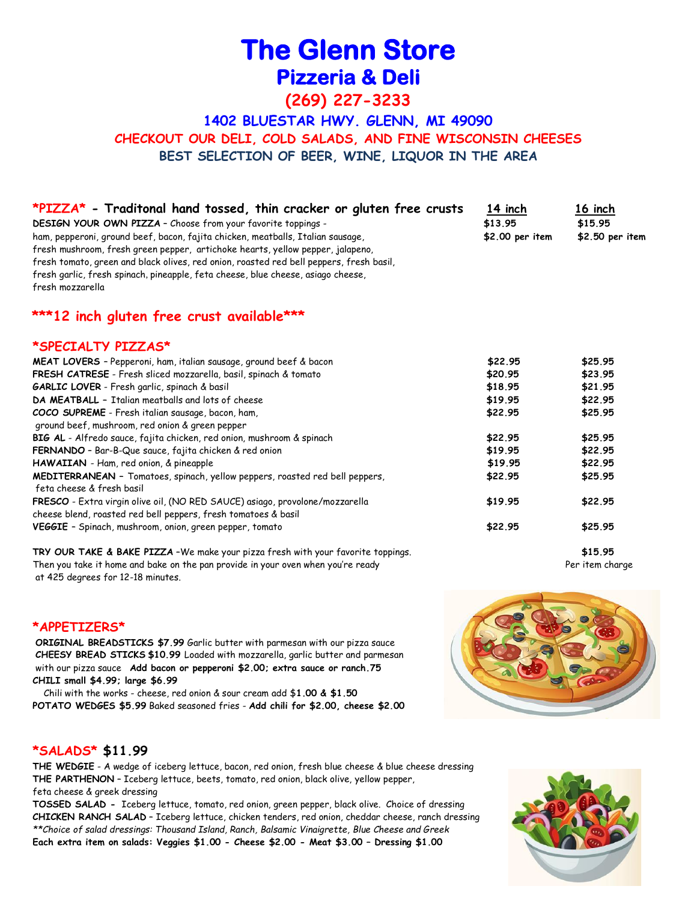# The Glenn Store

## Pizzeria & Deli

### (269) 227-3233

### 1402 BLUESTAR HWY. GLENN, MI 49090

**CHECKOUT OUR DELI, COLD SALADS, AND FINE WISCONSIN CHEESES**

**BEST SELECTION OF BEER, WINE, LIQUOR IN THE AREA**

## *PIZZA* - Traditonal hand tossed, thin cracker or gluten free crusts

| | 14 inch | 16 inch |
|---|---|---|
| **DESIGN YOUR OWN PIZZA** – Choose from your favorite toppings - ham, pepperoni, ground beef, bacon, fajita chicken, meatballs, Italian sausage, fresh mushroom, fresh green pepper, artichoke hearts, yellow pepper, jalapeno, fresh tomato, green and black olives, red onion, roasted red bell peppers, fresh basil, fresh garlic, fresh spinach, pineapple, feta cheese, blue cheese, asiago cheese, fresh mozzarella | $13.95<br>$2.00 per item | $15.95<br>$2.50 per item |

### ***12 inch gluten free crust available***

## *SPECIALTY PIZZAS*

| | 14 inch | 16 inch |
|---|---|---|
| **MEAT LOVERS** – Pepperoni, ham, italian sausage, ground beef & bacon | $22.95 | $25.95 |
| **FRESH CATRESE** - Fresh sliced mozzarella, basil, spinach & tomato | $20.95 | $23.95 |
| **GARLIC LOVER** - Fresh garlic, spinach & basil | $18.95 | $21.95 |
| **DA MEATBALL** – Italian meatballs and lots of cheese | $19.95 | $22.95 |
| **COCO SUPREME** - Fresh italian sausage, bacon, ham, ground beef, mushroom, red onion & green pepper | $22.95 | $25.95 |
| **BIG AL** - Alfredo sauce, fajita chicken, red onion, mushroom & spinach | $22.95 | $25.95 |
| **FERNANDO** – Bar-B-Que sauce, fajita chicken & red onion | $19.95 | $22.95 |
| **HAWAIIAN** - Ham, red onion, & pineapple | $19.95 | $22.95 |
| **MEDITERRANEAN** – Tomatoes, spinach, yellow peppers, roasted red bell peppers, feta cheese & fresh basil | $22.95 | $25.95 |
| **FRESCO** - Extra virgin olive oil, (NO RED SAUCE) asiago, provolone/mozzarella cheese blend, roasted red bell peppers, fresh tomatoes & basil | $19.95 | $22.95 |
| **VEGGIE** – Spinach, mushroom, onion, green pepper, tomato | $22.95 | $25.95 |

**TRY OUR TAKE & BAKE PIZZA** –We make your pizza fresh with your favorite toppings. Then you take it home and bake on the pan provide in your oven when you're ready at 425 degrees for 12-18 minutes. — $15.95 Per item charge

## *APPETIZERS*

**ORIGINAL BREADSTICKS $7.99** Garlic butter with parmesan with our pizza sauce

**CHEESY BREAD STICKS $10.99** Loaded with mozzarella, garlic butter and parmesan with our pizza sauce **Add bacon or pepperoni $2.00; extra sauce or ranch.75**

**CHILI small $4.99; large $6.99**

Chili with the works - cheese, red onion & sour cream add $1.00 & $1.50

**POTATO WEDGES $5.99** Baked seasoned fries - **Add chili for $2.00, cheese $2.00**

## *SALADS* $11.99

**THE WEDGIE** - A wedge of iceberg lettuce, bacon, red onion, fresh blue cheese & blue cheese dressing

**THE PARTHENON** – Iceberg lettuce, beets, tomato, red onion, black olive, yellow pepper, feta cheese & greek dressing

**TOSSED SALAD** - Iceberg lettuce, tomato, red onion, green pepper, black olive. Choice of dressing

**CHICKEN RANCH SALAD** – Iceberg lettuce, chicken tenders, red onion, cheddar cheese, ranch dressing

*\*\*Choice of salad dressings: Thousand Island, Ranch, Balsamic Vinaigrette, Blue Cheese and Greek*

**Each extra item on salads: Veggies $1.00 - Cheese $2.00 - Meat $3.00 – Dressing $1.00**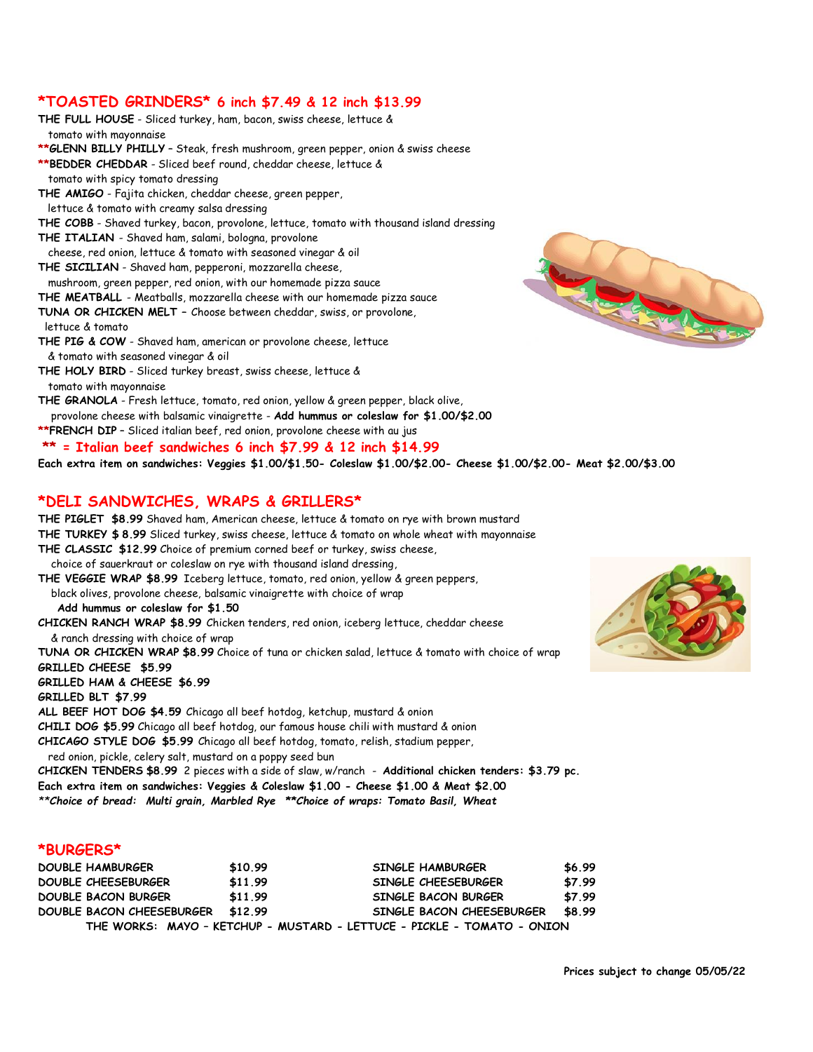## *TOASTED GRINDERS* 6 inch $7.49 & 12 inch $13.99

**THE FULL HOUSE** - Sliced turkey, ham, bacon, swiss cheese, lettuce & tomato with mayonnaise

****GLENN BILLY PHILLY** – Steak, fresh mushroom, green pepper, onion & swiss cheese

****BEDDER CHEDDAR** - Sliced beef round, cheddar cheese, lettuce & tomato with spicy tomato dressing

**THE AMIGO** - Fajita chicken, cheddar cheese, green pepper, lettuce & tomato with creamy salsa dressing

**THE COBB** - Shaved turkey, bacon, provolone, lettuce, tomato with thousand island dressing

**THE ITALIAN** - Shaved ham, salami, bologna, provolone cheese, red onion, lettuce & tomato with seasoned vinegar & oil

**THE SICILIAN** - Shaved ham, pepperoni, mozzarella cheese, mushroom, green pepper, red onion, with our homemade pizza sauce

**THE MEATBALL** - Meatballs, mozzarella cheese with our homemade pizza sauce

**TUNA OR CHICKEN MELT** – Choose between cheddar, swiss, or provolone, lettuce & tomato

**THE PIG & COW** - Shaved ham, american or provolone cheese, lettuce & tomato with seasoned vinegar & oil

**THE HOLY BIRD** - Sliced turkey breast, swiss cheese, lettuce & tomato with mayonnaise

**THE GRANOLA** - Fresh lettuce, tomato, red onion, yellow & green pepper, black olive, provolone cheese with balsamic vinaigrette - **Add hummus or coleslaw for $1.00/$2.00**

****FRENCH DIP** – Sliced italian beef, red onion, provolone cheese with au jus

**** = Italian beef sandwiches 6 inch $7.99 & 12 inch $14.99**

**Each extra item on sandwiches: Veggies $1.00/$1.50- Coleslaw $1.00/$2.00- Cheese $1.00/$2.00- Meat $2.00/$3.00**

## *DELI SANDWICHES, WRAPS & GRILLERS*

**THE PIGLET $8.99** Shaved ham, American cheese, lettuce & tomato on rye with brown mustard

**THE TURKEY $ 8.99** Sliced turkey, swiss cheese, lettuce & tomato on whole wheat with mayonnaise

**THE CLASSIC $12.99** Choice of premium corned beef or turkey, swiss cheese, choice of sauerkraut or coleslaw on rye with thousand island dressing,

**THE VEGGIE WRAP $8.99** Iceberg lettuce, tomato, red onion, yellow & green peppers, black olives, provolone cheese, balsamic vinaigrette with choice of wrap
**Add hummus or coleslaw for $1.50**

**CHICKEN RANCH WRAP $8.99** Chicken tenders, red onion, iceberg lettuce, cheddar cheese & ranch dressing with choice of wrap

**TUNA OR CHICKEN WRAP $8.99** Choice of tuna or chicken salad, lettuce & tomato with choice of wrap

**GRILLED CHEESE $5.99**

**GRILLED HAM & CHEESE $6.99**

**GRILLED BLT $7.99**

**ALL BEEF HOT DOG $4.59** Chicago all beef hotdog, ketchup, mustard & onion

**CHILI DOG $5.99** Chicago all beef hotdog, our famous house chili with mustard & onion

**CHICAGO STYLE DOG $5.99** Chicago all beef hotdog, tomato, relish, stadium pepper, red onion, pickle, celery salt, mustard on a poppy seed bun

**CHICKEN TENDERS $8.99** 2 pieces with a side of slaw, w/ranch - **Additional chicken tenders: $3.79 pc.**

**Each extra item on sandwiches: Veggies & Coleslaw $1.00 - Cheese $1.00 & Meat $2.00**

***\*\*Choice of bread: Multi grain, Marbled Rye \*\*Choice of wraps: Tomato Basil, Wheat***

## *BURGERS*

| | | | |
|---|---|---|---|
| DOUBLE HAMBURGER | $10.99 | SINGLE HAMBURGER | $6.99 |
| DOUBLE CHEESEBURGER | $11.99 | SINGLE CHEESEBURGER | $7.99 |
| DOUBLE BACON BURGER | $11.99 | SINGLE BACON BURGER | $7.99 |
| DOUBLE BACON CHEESEBURGER | $12.99 | SINGLE BACON CHEESEBURGER | $8.99 |

THE WORKS: MAYO – KETCHUP - MUSTARD - LETTUCE - PICKLE - TOMATO - ONION

**Prices subject to change 05/05/22**